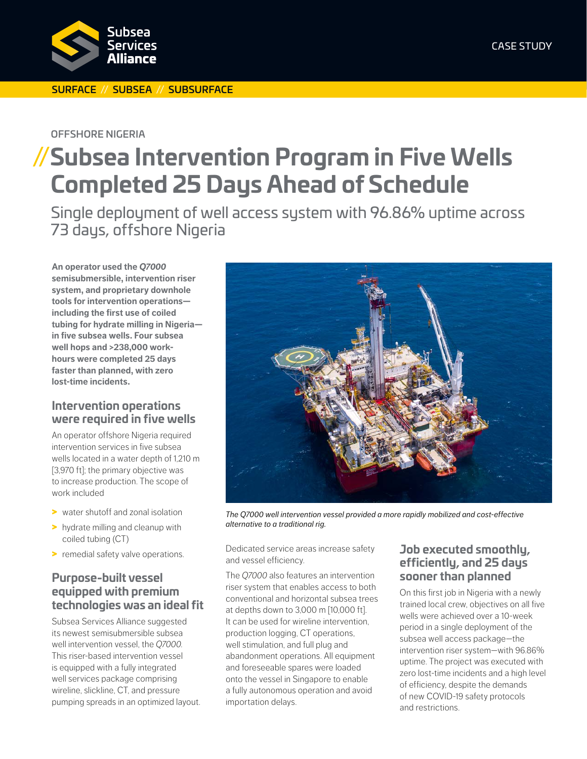CASE STUDY

SURFACE // SUBSEA // SUBSURFACE

OFFSHORE NIGERIA

# //Subsea Intervention Program in Five Wells Completed 25 Days Ahead of Schedule

## Single deployment of well access system with 96.86% uptime across 73 days, offshore Nigeria

**An operator used the *Q7000* semisubmersible, intervention riser system, and proprietary downhole tools for intervention operations—including the first use of coiled tubing for hydrate milling in Nigeria—in five subsea wells. Four subsea well hops and >238,000 work-hours were completed 25 days faster than planned, with zero lost-time incidents.**

### Intervention operations were required in five wells

An operator offshore Nigeria required intervention services in five subsea wells located in a water depth of 1,210 m [3,970 ft]; the primary objective was to increase production. The scope of work included

- water shutoff and zonal isolation
- hydrate milling and cleanup with coiled tubing (CT)
- remedial safety valve operations.

### Purpose-built vessel equipped with premium technologies was an ideal fit

Subsea Services Alliance suggested its newest semisubmersible subsea well intervention vessel, the *Q7000*. This riser-based intervention vessel is equipped with a fully integrated well services package comprising wireline, slickline, CT, and pressure pumping spreads in an optimized layout. Dedicated service areas increase safety and vessel efficiency.

*The Q7000 well intervention vessel provided a more rapidly mobilized and cost-effective alternative to a traditional rig.*

The *Q7000* also features an intervention riser system that enables access to both conventional and horizontal subsea trees at depths down to 3,000 m [10,000 ft]. It can be used for wireline intervention, production logging, CT operations, well stimulation, and full plug and abandonment operations. All equipment and foreseeable spares were loaded onto the vessel in Singapore to enable a fully autonomous operation and avoid importation delays.

### Job executed smoothly, efficiently, and 25 days sooner than planned

On this first job in Nigeria with a newly trained local crew, objectives on all five wells were achieved over a 10-week period in a single deployment of the subsea well access package—the intervention riser system—with 96.86% uptime. The project was executed with zero lost-time incidents and a high level of efficiency, despite the demands of new COVID-19 safety protocols and restrictions.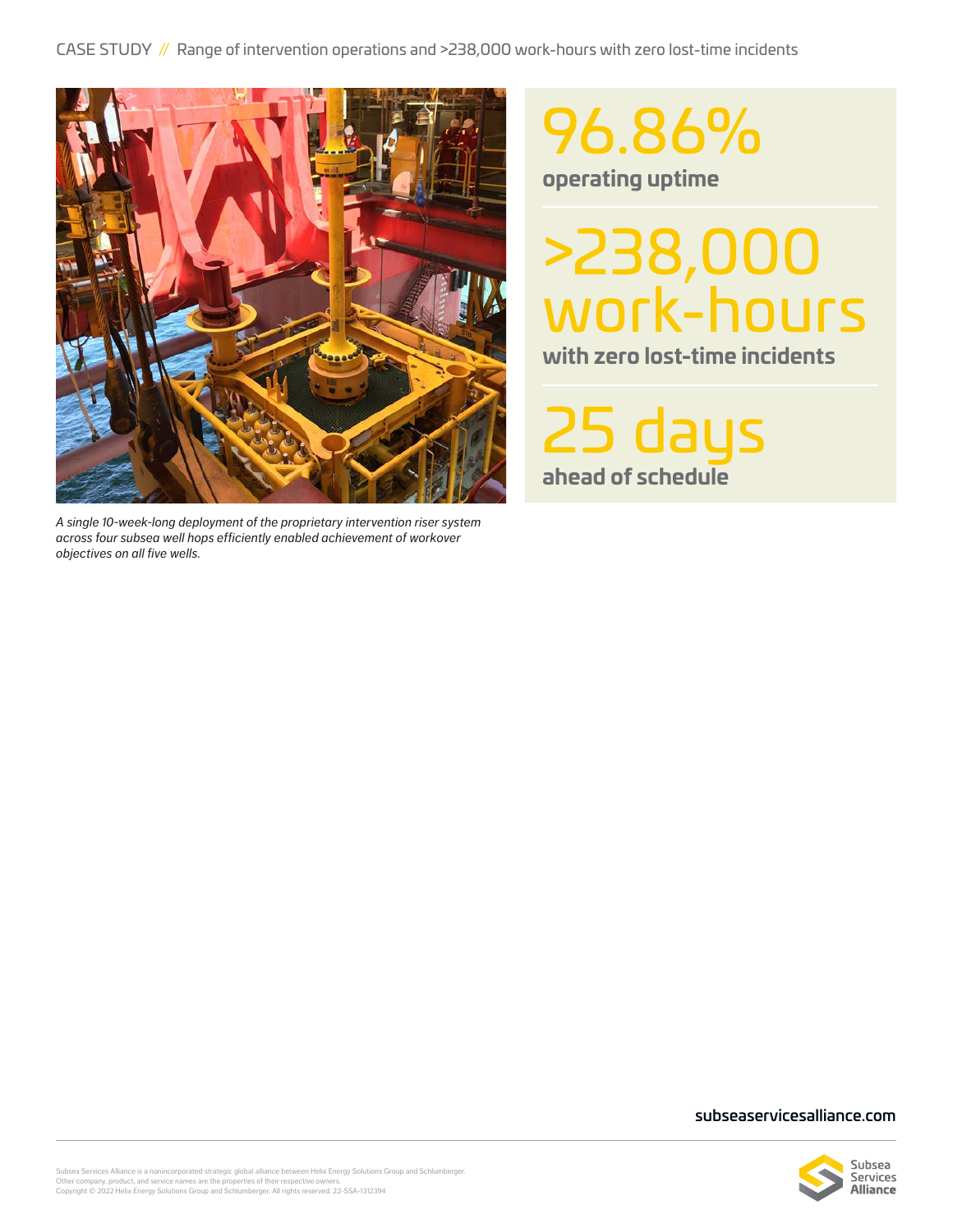CASE STUDY // Range of intervention operations and >238,000 work-hours with zero lost-time incidents

A single 10-week-long deployment of the proprietary intervention riser system across four subsea well hops efficiently enabled achievement of workover objectives on all five wells.

96.86%
**operating uptime**

>238,000 work-hours
**with zero lost-time incidents**

25 days
**ahead of schedule**

**subseaservicesalliance.com**

Subsea Services Alliance is a nonincorporated strategic global alliance between Helix Energy Solutions Group and Schlumberger.
Other company, product, and service names are the properties of their respective owners.
Copyright © 2022 Helix Energy Solutions Group and Schlumberger. All rights reserved. 22-SSA-1312394

Subsea Services Alliance